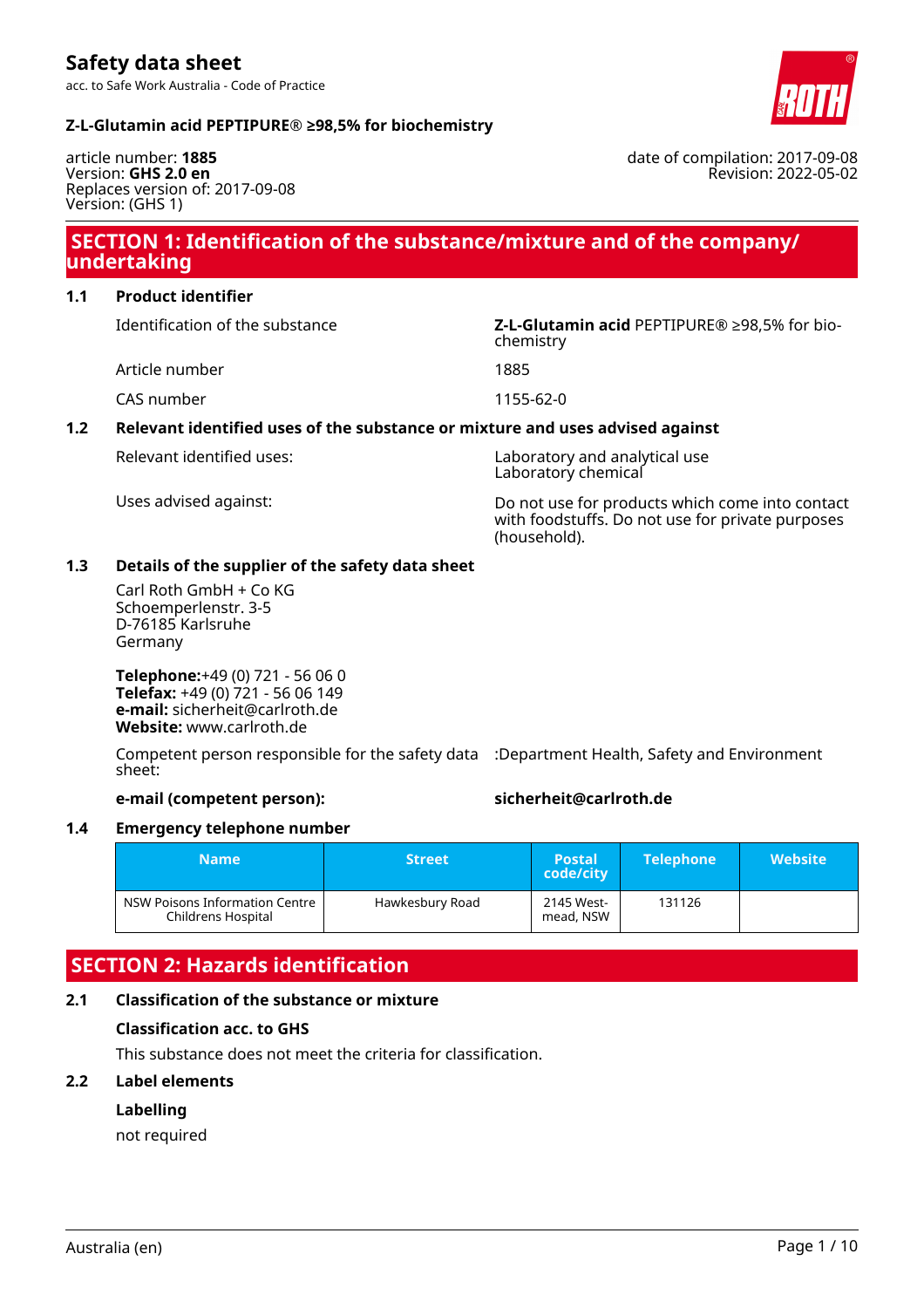# Safety data sheet

acc. to Safe Work Australia - Code of Practice

**Z-L-Glutamin acid PEPTIPURE® ≥98,5% for biochemistry**

article number: **1885**
Version: **GHS 2.0 en**
Replaces version of: 2017-09-08
Version: (GHS 1)

date of compilation: 2017-09-08
Revision: 2022-05-02

## SECTION 1: Identification of the substance/mixture and of the company/undertaking

### 1.1 Product identifier

Identification of the substance: **Z-L-Glutamin acid** PEPTIPURE® ≥98,5% for biochemistry

Article number: 1885

CAS number: 1155-62-0

### 1.2 Relevant identified uses of the substance or mixture and uses advised against

Relevant identified uses: Laboratory and analytical use
Laboratory chemical

Uses advised against: Do not use for products which come into contact with foodstuffs. Do not use for private purposes (household).

### 1.3 Details of the supplier of the safety data sheet

Carl Roth GmbH + Co KG
Schoemperlenstr. 3-5
D-76185 Karlsruhe
Germany

**Telephone:**+49 (0) 721 - 56 06 0
**Telefax:** +49 (0) 721 - 56 06 149
**e-mail:** sicherheit@carlroth.de
**Website:** www.carlroth.de

Competent person responsible for the safety data sheet: :Department Health, Safety and Environment

**e-mail (competent person):** **sicherheit@carlroth.de**

### 1.4 Emergency telephone number

| Name | Street | Postal code/city | Telephone | Website |
|---|---|---|---|---|
| NSW Poisons Information Centre Childrens Hospital | Hawkesbury Road | 2145 Westmead, NSW | 131126 | |

## SECTION 2: Hazards identification

### 2.1 Classification of the substance or mixture

**Classification acc. to GHS**

This substance does not meet the criteria for classification.

### 2.2 Label elements

**Labelling**

not required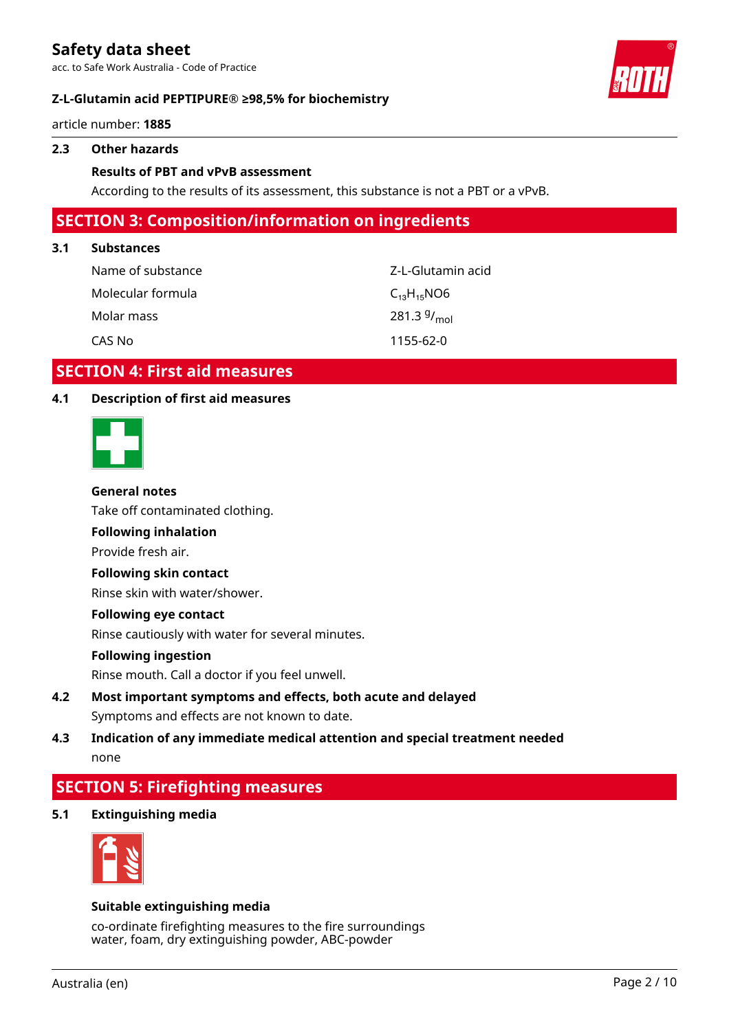### 2.3 Other hazards

**Results of PBT and vPvB assessment**

According to the results of its assessment, this substance is not a PBT or a vPvB.

## SECTION 3: Composition/information on ingredients

### 3.1 Substances

| | |
|---|---|
| Name of substance | Z-L-Glutamin acid |
| Molecular formula | $C_{13}H_{15}NO6$ |
| Molar mass | 281.3 $^{g}/_{mol}$ |
| CAS No | 1155-62-0 |

## SECTION 4: First aid measures

### 4.1 Description of first aid measures

**General notes**

Take off contaminated clothing.

**Following inhalation**

Provide fresh air.

**Following skin contact**

Rinse skin with water/shower.

**Following eye contact**

Rinse cautiously with water for several minutes.

**Following ingestion**

Rinse mouth. Call a doctor if you feel unwell.

### 4.2 Most important symptoms and effects, both acute and delayed

Symptoms and effects are not known to date.

### 4.3 Indication of any immediate medical attention and special treatment needed

none

## SECTION 5: Firefighting measures

### 5.1 Extinguishing media

**Suitable extinguishing media**

co-ordinate firefighting measures to the fire surroundings
water, foam, dry extinguishing powder, ABC-powder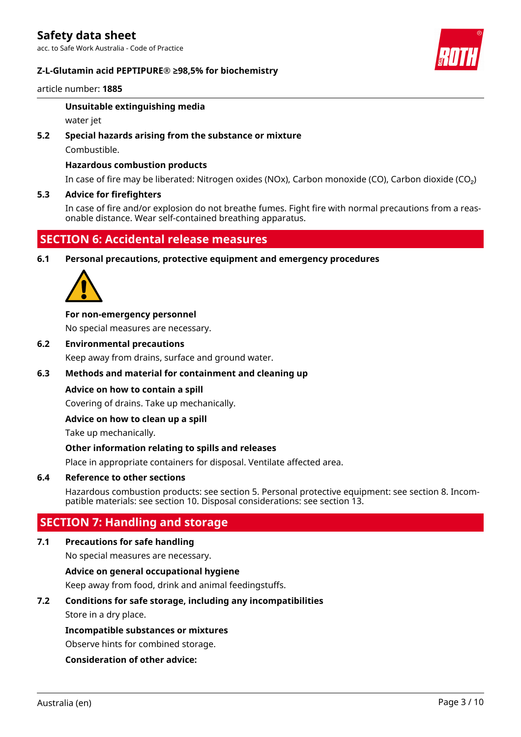**Unsuitable extinguishing media**

water jet

**5.2 Special hazards arising from the substance or mixture**

Combustible.

**Hazardous combustion products**

In case of fire may be liberated: Nitrogen oxides (NOx), Carbon monoxide (CO), Carbon dioxide ($CO_2$)

**5.3 Advice for firefighters**

In case of fire and/or explosion do not breathe fumes. Fight fire with normal precautions from a reasonable distance. Wear self-contained breathing apparatus.

## SECTION 6: Accidental release measures

**6.1 Personal precautions, protective equipment and emergency procedures**

**For non-emergency personnel**

No special measures are necessary.

**6.2 Environmental precautions**

Keep away from drains, surface and ground water.

**6.3 Methods and material for containment and cleaning up**

**Advice on how to contain a spill**

Covering of drains. Take up mechanically.

**Advice on how to clean up a spill**

Take up mechanically.

**Other information relating to spills and releases**

Place in appropriate containers for disposal. Ventilate affected area.

**6.4 Reference to other sections**

Hazardous combustion products: see section 5. Personal protective equipment: see section 8. Incompatible materials: see section 10. Disposal considerations: see section 13.

## SECTION 7: Handling and storage

**7.1 Precautions for safe handling**

No special measures are necessary.

**Advice on general occupational hygiene**

Keep away from food, drink and animal feedingstuffs.

**7.2 Conditions for safe storage, including any incompatibilities**

Store in a dry place.

**Incompatible substances or mixtures**

Observe hints for combined storage.

**Consideration of other advice:**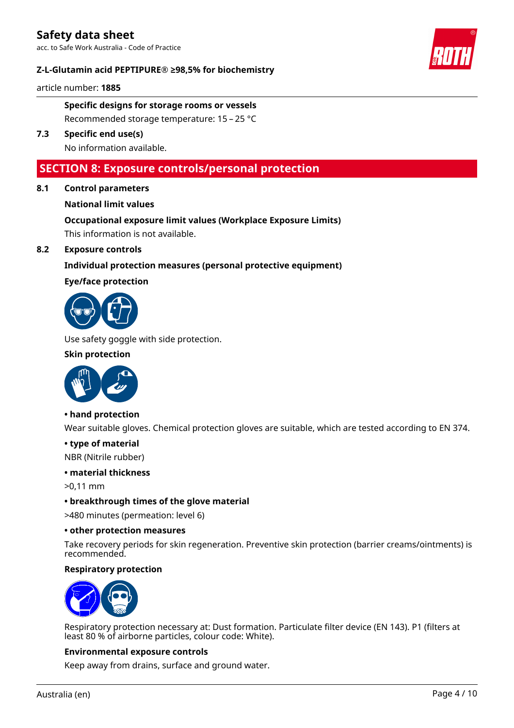**Specific designs for storage rooms or vessels**

Recommended storage temperature: 15 – 25 °C

**7.3 Specific end use(s)**

No information available.

## SECTION 8: Exposure controls/personal protection

**8.1 Control parameters**

**National limit values**

**Occupational exposure limit values (Workplace Exposure Limits)**

This information is not available.

**8.2 Exposure controls**

**Individual protection measures (personal protective equipment)**

**Eye/face protection**

Use safety goggle with side protection.

**Skin protection**

**• hand protection**

Wear suitable gloves. Chemical protection gloves are suitable, which are tested according to EN 374.

**• type of material**

NBR (Nitrile rubber)

**• material thickness**

>0,11 mm

**• breakthrough times of the glove material**

>480 minutes (permeation: level 6)

**• other protection measures**

Take recovery periods for skin regeneration. Preventive skin protection (barrier creams/ointments) is recommended.

**Respiratory protection**

Respiratory protection necessary at: Dust formation. Particulate filter device (EN 143). P1 (filters at least 80 % of airborne particles, colour code: White).

**Environmental exposure controls**

Keep away from drains, surface and ground water.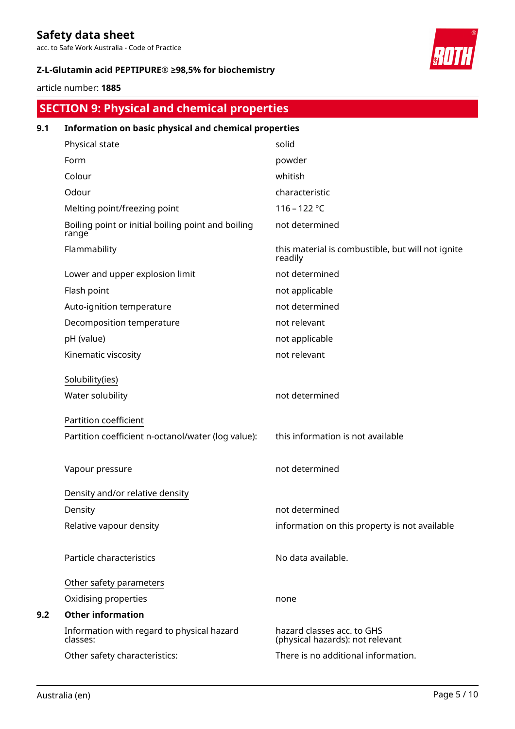## SECTION 9: Physical and chemical properties

### 9.1 Information on basic physical and chemical properties

| | |
|---|---|
| Physical state | solid |
| Form | powder |
| Colour | whitish |
| Odour | characteristic |
| Melting point/freezing point | 116 – 122 °C |
| Boiling point or initial boiling point and boiling range | not determined |
| Flammability | this material is combustible, but will not ignite readily |
| Lower and upper explosion limit | not determined |
| Flash point | not applicable |
| Auto-ignition temperature | not determined |
| Decomposition temperature | not relevant |
| pH (value) | not applicable |
| Kinematic viscosity | not relevant |

Solubility(ies)

| | |
|---|---|
| Water solubility | not determined |

Partition coefficient

| | |
|---|---|
| Partition coefficient n-octanol/water (log value): | this information is not available |
| Vapour pressure | not determined |

Density and/or relative density

| | |
|---|---|
| Density | not determined |
| Relative vapour density | information on this property is not available |
| Particle characteristics | No data available. |

Other safety parameters

| | |
|---|---|
| Oxidising properties | none |

### 9.2 Other information

| | |
|---|---|
| Information with regard to physical hazard classes: | hazard classes acc. to GHS (physical hazards): not relevant |
| Other safety characteristics: | There is no additional information. |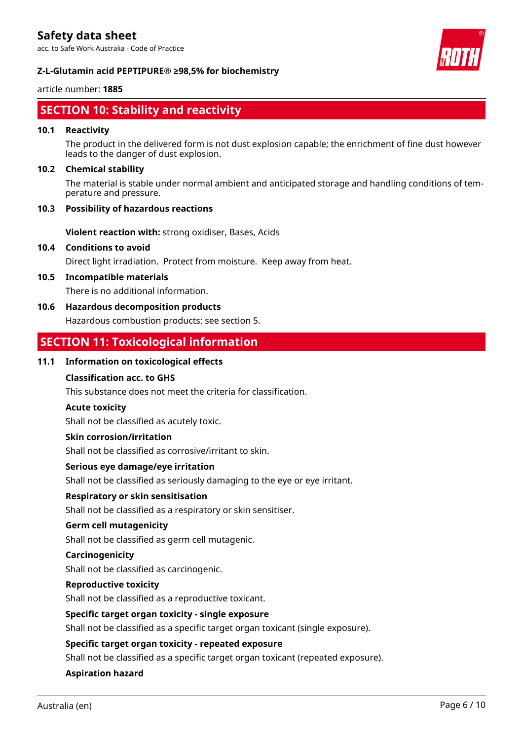## SECTION 10: Stability and reactivity

### 10.1 Reactivity

The product in the delivered form is not dust explosion capable; the enrichment of fine dust however leads to the danger of dust explosion.

### 10.2 Chemical stability

The material is stable under normal ambient and anticipated storage and handling conditions of temperature and pressure.

### 10.3 Possibility of hazardous reactions

**Violent reaction with:** strong oxidiser, Bases, Acids

### 10.4 Conditions to avoid

Direct light irradiation. Protect from moisture. Keep away from heat.

### 10.5 Incompatible materials

There is no additional information.

### 10.6 Hazardous decomposition products

Hazardous combustion products: see section 5.

## SECTION 11: Toxicological information

### 11.1 Information on toxicological effects

**Classification acc. to GHS**

This substance does not meet the criteria for classification.

**Acute toxicity**

Shall not be classified as acutely toxic.

**Skin corrosion/irritation**

Shall not be classified as corrosive/irritant to skin.

**Serious eye damage/eye irritation**

Shall not be classified as seriously damaging to the eye or eye irritant.

**Respiratory or skin sensitisation**

Shall not be classified as a respiratory or skin sensitiser.

**Germ cell mutagenicity**

Shall not be classified as germ cell mutagenic.

**Carcinogenicity**

Shall not be classified as carcinogenic.

**Reproductive toxicity**

Shall not be classified as a reproductive toxicant.

**Specific target organ toxicity - single exposure**

Shall not be classified as a specific target organ toxicant (single exposure).

**Specific target organ toxicity - repeated exposure**

Shall not be classified as a specific target organ toxicant (repeated exposure).

**Aspiration hazard**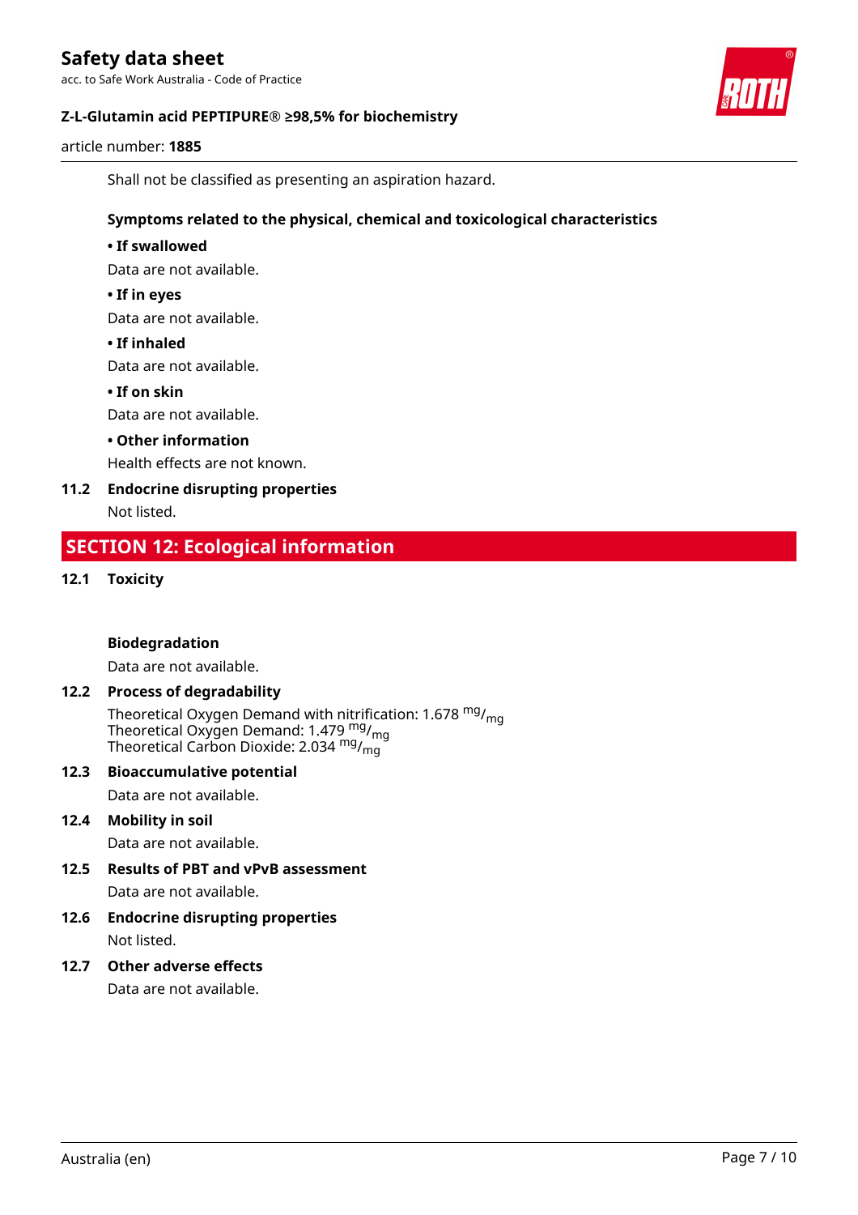Shall not be classified as presenting an aspiration hazard.

**Symptoms related to the physical, chemical and toxicological characteristics**

**• If swallowed**

Data are not available.

**• If in eyes**

Data are not available.

**• If inhaled**

Data are not available.

**• If on skin**

Data are not available.

**• Other information**

Health effects are not known.

### 11.2 Endocrine disrupting properties

Not listed.

## SECTION 12: Ecological information

### 12.1 Toxicity

**Biodegradation**

Data are not available.

### 12.2 Process of degradability

Theoretical Oxygen Demand with nitrification: 1.678 $^{mg}/_{mg}$
Theoretical Oxygen Demand: 1.479 $^{mg}/_{mg}$
Theoretical Carbon Dioxide: 2.034 $^{mg}/_{mg}$

### 12.3 Bioaccumulative potential

Data are not available.

### 12.4 Mobility in soil

Data are not available.

### 12.5 Results of PBT and vPvB assessment

Data are not available.

### 12.6 Endocrine disrupting properties

Not listed.

### 12.7 Other adverse effects

Data are not available.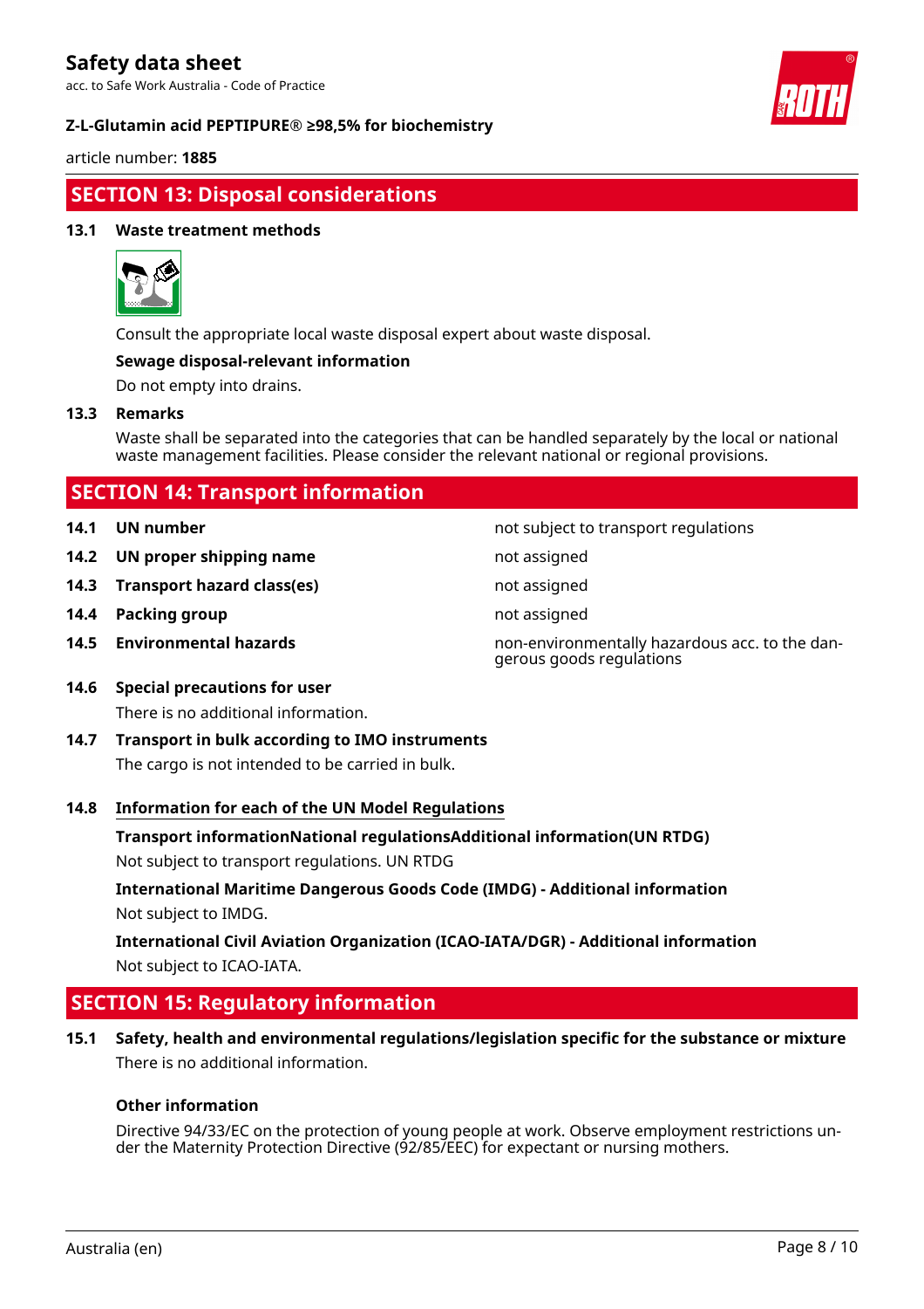## SECTION 13: Disposal considerations

### 13.1 Waste treatment methods

Consult the appropriate local waste disposal expert about waste disposal.

**Sewage disposal-relevant information**

Do not empty into drains.

### 13.3 Remarks

Waste shall be separated into the categories that can be handled separately by the local or national waste management facilities. Please consider the relevant national or regional provisions.

## SECTION 14: Transport information

| | | |
|---|---|---|
| **14.1** | **UN number** | not subject to transport regulations |
| **14.2** | **UN proper shipping name** | not assigned |
| **14.3** | **Transport hazard class(es)** | not assigned |
| **14.4** | **Packing group** | not assigned |
| **14.5** | **Environmental hazards** | non-environmentally hazardous acc. to the dangerous goods regulations |

### 14.6 Special precautions for user

There is no additional information.

### 14.7 Transport in bulk according to IMO instruments

The cargo is not intended to be carried in bulk.

### 14.8 Information for each of the UN Model Regulations

**Transport informationNational regulationsAdditional information(UN RTDG)**

Not subject to transport regulations. UN RTDG

**International Maritime Dangerous Goods Code (IMDG) - Additional information**

Not subject to IMDG.

**International Civil Aviation Organization (ICAO-IATA/DGR) - Additional information**

Not subject to ICAO-IATA.

## SECTION 15: Regulatory information

### 15.1 Safety, health and environmental regulations/legislation specific for the substance or mixture

There is no additional information.

**Other information**

Directive 94/33/EC on the protection of young people at work. Observe employment restrictions under the Maternity Protection Directive (92/85/EEC) for expectant or nursing mothers.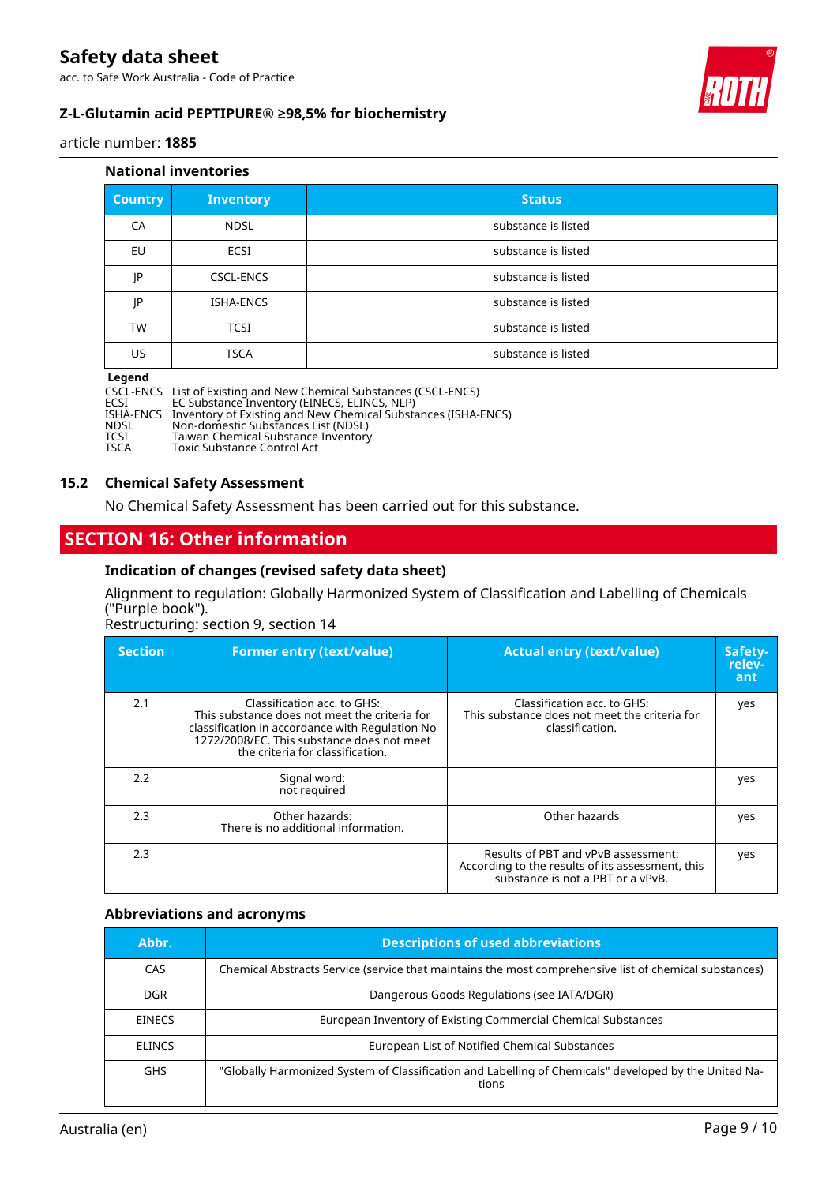### National inventories

| Country | Inventory | Status |
|---|---|---|
| CA | NDSL | substance is listed |
| EU | ECSI | substance is listed |
| JP | CSCL-ENCS | substance is listed |
| JP | ISHA-ENCS | substance is listed |
| TW | TCSI | substance is listed |
| US | TSCA | substance is listed |

**Legend**

CSCL-ENCS List of Existing and New Chemical Substances (CSCL-ENCS)
ECSI EC Substance Inventory (EINECS, ELINCS, NLP)
ISHA-ENCS Inventory of Existing and New Chemical Substances (ISHA-ENCS)
NDSL Non-domestic Substances List (NDSL)
TCSI Taiwan Chemical Substance Inventory
TSCA Toxic Substance Control Act

### 15.2 Chemical Safety Assessment

No Chemical Safety Assessment has been carried out for this substance.

## SECTION 16: Other information

### Indication of changes (revised safety data sheet)

Alignment to regulation: Globally Harmonized System of Classification and Labelling of Chemicals ("Purple book").
Restructuring: section 9, section 14

| Section | Former entry (text/value) | Actual entry (text/value) | Safety-relevant |
|---|---|---|---|
| 2.1 | Classification acc. to GHS: This substance does not meet the criteria for classification in accordance with Regulation No 1272/2008/EC. This substance does not meet the criteria for classification. | Classification acc. to GHS: This substance does not meet the criteria for classification. | yes |
| 2.2 | Signal word: not required | | yes |
| 2.3 | Other hazards: There is no additional information. | Other hazards | yes |
| 2.3 | | Results of PBT and vPvB assessment: According to the results of its assessment, this substance is not a PBT or a vPvB. | yes |

### Abbreviations and acronyms

| Abbr. | Descriptions of used abbreviations |
|---|---|
| CAS | Chemical Abstracts Service (service that maintains the most comprehensive list of chemical substances) |
| DGR | Dangerous Goods Regulations (see IATA/DGR) |
| EINECS | European Inventory of Existing Commercial Chemical Substances |
| ELINCS | European List of Notified Chemical Substances |
| GHS | "Globally Harmonized System of Classification and Labelling of Chemicals" developed by the United Nations |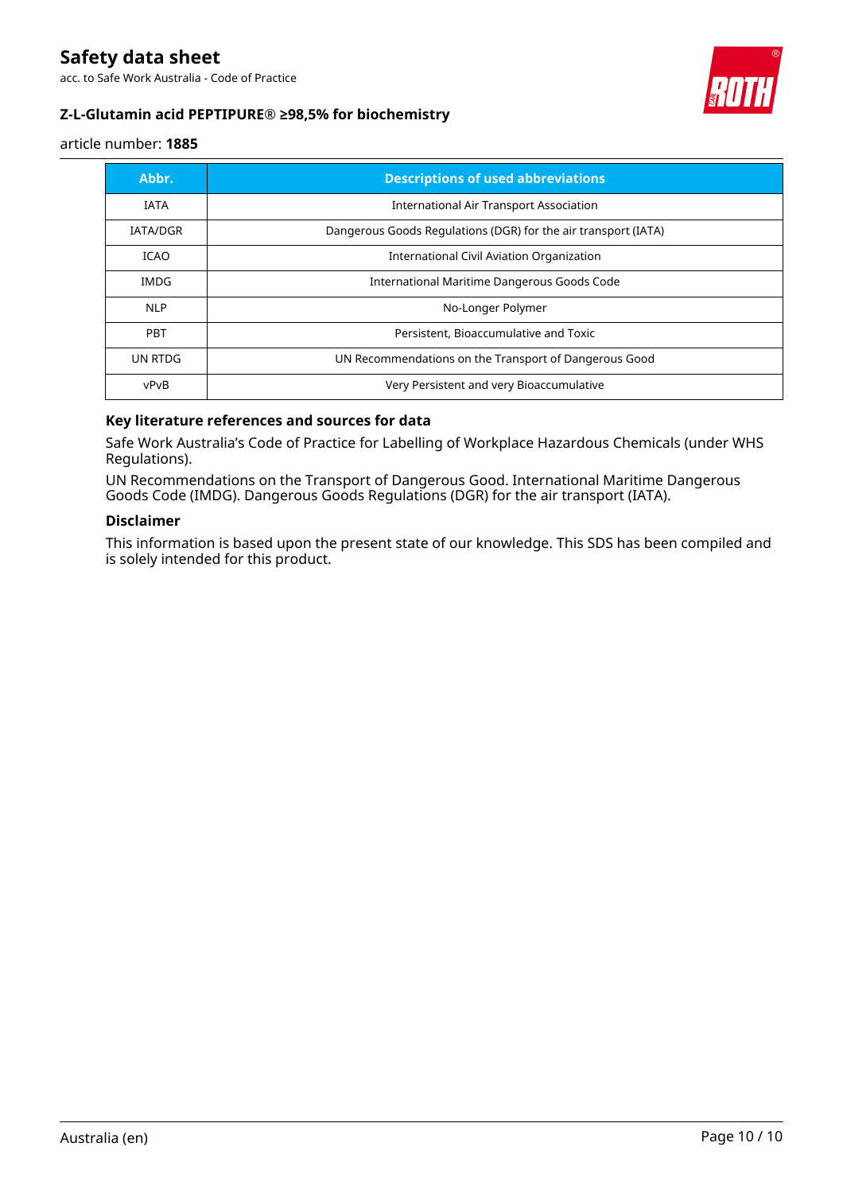| Abbr. | Descriptions of used abbreviations |
| --- | --- |
| IATA | International Air Transport Association |
| IATA/DGR | Dangerous Goods Regulations (DGR) for the air transport (IATA) |
| ICAO | International Civil Aviation Organization |
| IMDG | International Maritime Dangerous Goods Code |
| NLP | No-Longer Polymer |
| PBT | Persistent, Bioaccumulative and Toxic |
| UN RTDG | UN Recommendations on the Transport of Dangerous Good |
| vPvB | Very Persistent and very Bioaccumulative |

### Key literature references and sources for data

Safe Work Australia's Code of Practice for Labelling of Workplace Hazardous Chemicals (under WHS Regulations).

UN Recommendations on the Transport of Dangerous Good. International Maritime Dangerous Goods Code (IMDG). Dangerous Goods Regulations (DGR) for the air transport (IATA).

### Disclaimer

This information is based upon the present state of our knowledge. This SDS has been compiled and is solely intended for this product.